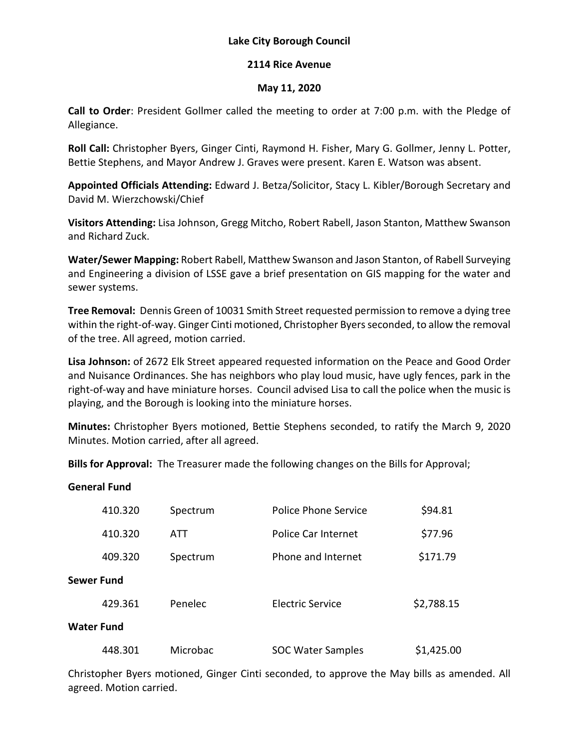**Lake City Borough Council**

**2114 Rice Avenue**

**May 11, 2020**

**Call to Order**: President Gollmer called the meeting to order at 7:00 p.m. with the Pledge of Allegiance.

**Roll Call:** Christopher Byers, Ginger Cinti, Raymond H. Fisher, Mary G. Gollmer, Jenny L. Potter, Bettie Stephens, and Mayor Andrew J. Graves were present. Karen E. Watson was absent.

**Appointed Officials Attending:** Edward J. Betza/Solicitor, Stacy L. Kibler/Borough Secretary and David M. Wierzchowski/Chief

**Visitors Attending:** Lisa Johnson, Gregg Mitcho, Robert Rabell, Jason Stanton, Matthew Swanson and Richard Zuck.

**Water/Sewer Mapping:** Robert Rabell, Matthew Swanson and Jason Stanton, of Rabell Surveying and Engineering a division of LSSE gave a brief presentation on GIS mapping for the water and sewer systems.

**Tree Removal:** Dennis Green of 10031 Smith Street requested permission to remove a dying tree within the right-of-way. Ginger Cinti motioned, Christopher Byers seconded, to allow the removal of the tree. All agreed, motion carried.

**Lisa Johnson:** of 2672 Elk Street appeared requested information on the Peace and Good Order and Nuisance Ordinances. She has neighbors who play loud music, have ugly fences, park in the right-of-way and have miniature horses. Council advised Lisa to call the police when the music is playing, and the Borough is looking into the miniature horses.

**Minutes:** Christopher Byers motioned, Bettie Stephens seconded, to ratify the March 9, 2020 Minutes. Motion carried, after all agreed.

**Bills for Approval:** The Treasurer made the following changes on the Bills for Approval;

**General Fund**

| | | | |
|---|---|---|---|
| 410.320 | Spectrum | Police Phone Service | $94.81 |
| 410.320 | ATT | Police Car Internet | $77.96 |
| 409.320 | Spectrum | Phone and Internet | $171.79 |

**Sewer Fund**

| | | | |
|---|---|---|---|
| 429.361 | Penelec | Electric Service | $2,788.15 |

**Water Fund**

| | | | |
|---|---|---|---|
| 448.301 | Microbac | SOC Water Samples | $1,425.00 |

Christopher Byers motioned, Ginger Cinti seconded, to approve the May bills as amended. All agreed. Motion carried.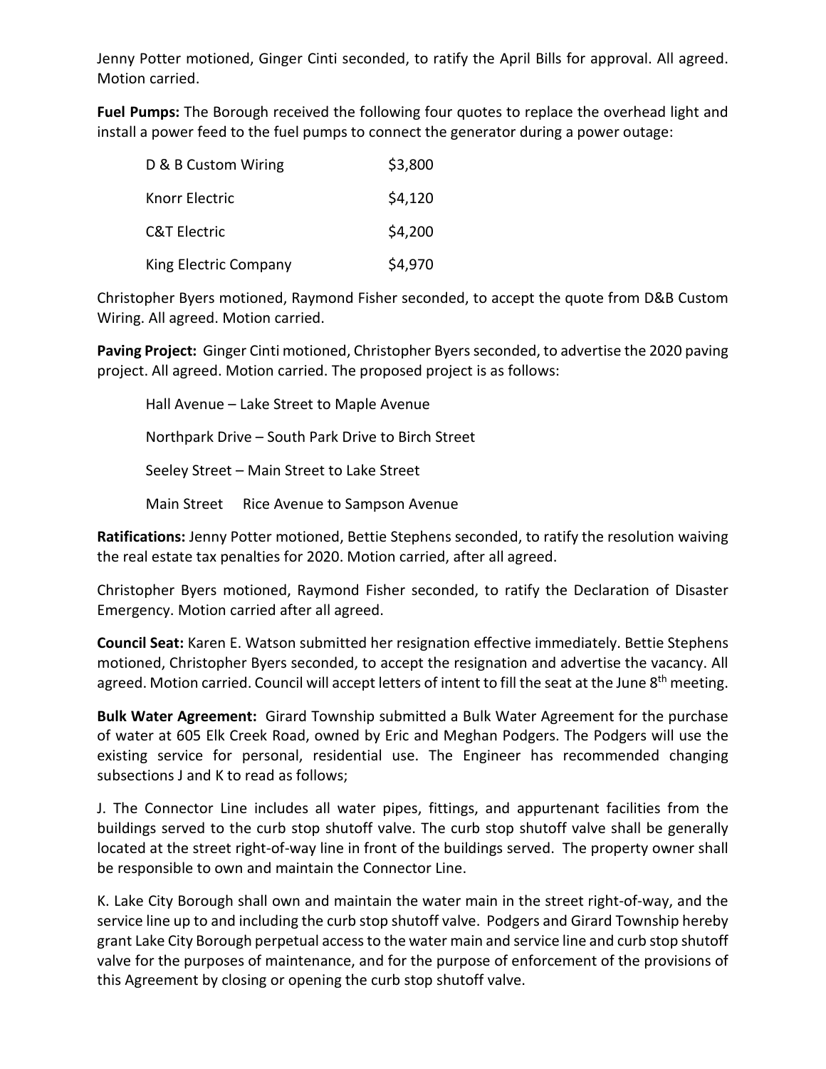Jenny Potter motioned, Ginger Cinti seconded, to ratify the April Bills for approval. All agreed. Motion carried.

**Fuel Pumps:** The Borough received the following four quotes to replace the overhead light and install a power feed to the fuel pumps to connect the generator during a power outage:

| | |
|---|---|
| D & B Custom Wiring | $3,800 |
| Knorr Electric | $4,120 |
| C&T Electric | $4,200 |
| King Electric Company | $4,970 |

Christopher Byers motioned, Raymond Fisher seconded, to accept the quote from D&B Custom Wiring. All agreed. Motion carried.

**Paving Project:** Ginger Cinti motioned, Christopher Byers seconded, to advertise the 2020 paving project. All agreed. Motion carried. The proposed project is as follows:

Hall Avenue – Lake Street to Maple Avenue

Northpark Drive – South Park Drive to Birch Street

Seeley Street – Main Street to Lake Street

Main Street  Rice Avenue to Sampson Avenue

**Ratifications:** Jenny Potter motioned, Bettie Stephens seconded, to ratify the resolution waiving the real estate tax penalties for 2020. Motion carried, after all agreed.

Christopher Byers motioned, Raymond Fisher seconded, to ratify the Declaration of Disaster Emergency. Motion carried after all agreed.

**Council Seat:** Karen E. Watson submitted her resignation effective immediately. Bettie Stephens motioned, Christopher Byers seconded, to accept the resignation and advertise the vacancy. All agreed. Motion carried. Council will accept letters of intent to fill the seat at the June 8th meeting.

**Bulk Water Agreement:** Girard Township submitted a Bulk Water Agreement for the purchase of water at 605 Elk Creek Road, owned by Eric and Meghan Podgers. The Podgers will use the existing service for personal, residential use. The Engineer has recommended changing subsections J and K to read as follows;

J. The Connector Line includes all water pipes, fittings, and appurtenant facilities from the buildings served to the curb stop shutoff valve. The curb stop shutoff valve shall be generally located at the street right-of-way line in front of the buildings served. The property owner shall be responsible to own and maintain the Connector Line.

K. Lake City Borough shall own and maintain the water main in the street right-of-way, and the service line up to and including the curb stop shutoff valve. Podgers and Girard Township hereby grant Lake City Borough perpetual access to the water main and service line and curb stop shutoff valve for the purposes of maintenance, and for the purpose of enforcement of the provisions of this Agreement by closing or opening the curb stop shutoff valve.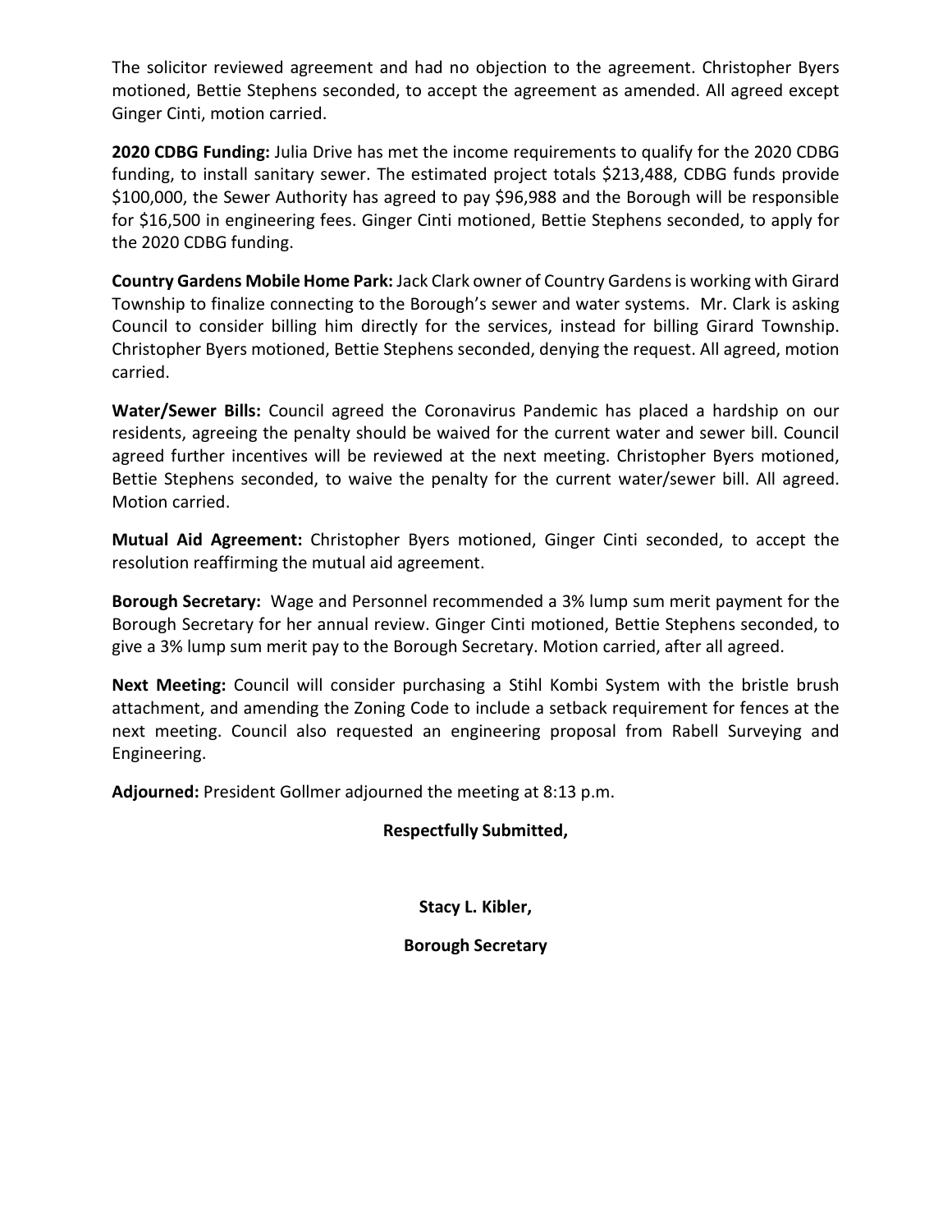The solicitor reviewed agreement and had no objection to the agreement. Christopher Byers motioned, Bettie Stephens seconded, to accept the agreement as amended. All agreed except Ginger Cinti, motion carried.

**2020 CDBG Funding:** Julia Drive has met the income requirements to qualify for the 2020 CDBG funding, to install sanitary sewer. The estimated project totals $213,488, CDBG funds provide $100,000, the Sewer Authority has agreed to pay $96,988 and the Borough will be responsible for $16,500 in engineering fees. Ginger Cinti motioned, Bettie Stephens seconded, to apply for the 2020 CDBG funding.

**Country Gardens Mobile Home Park:** Jack Clark owner of Country Gardens is working with Girard Township to finalize connecting to the Borough's sewer and water systems. Mr. Clark is asking Council to consider billing him directly for the services, instead for billing Girard Township. Christopher Byers motioned, Bettie Stephens seconded, denying the request. All agreed, motion carried.

**Water/Sewer Bills:** Council agreed the Coronavirus Pandemic has placed a hardship on our residents, agreeing the penalty should be waived for the current water and sewer bill. Council agreed further incentives will be reviewed at the next meeting. Christopher Byers motioned, Bettie Stephens seconded, to waive the penalty for the current water/sewer bill. All agreed. Motion carried.

**Mutual Aid Agreement:** Christopher Byers motioned, Ginger Cinti seconded, to accept the resolution reaffirming the mutual aid agreement.

**Borough Secretary:** Wage and Personnel recommended a 3% lump sum merit payment for the Borough Secretary for her annual review. Ginger Cinti motioned, Bettie Stephens seconded, to give a 3% lump sum merit pay to the Borough Secretary. Motion carried, after all agreed.

**Next Meeting:** Council will consider purchasing a Stihl Kombi System with the bristle brush attachment, and amending the Zoning Code to include a setback requirement for fences at the next meeting. Council also requested an engineering proposal from Rabell Surveying and Engineering.

**Adjourned:** President Gollmer adjourned the meeting at 8:13 p.m.

**Respectfully Submitted,**

**Stacy L. Kibler,**

**Borough Secretary**